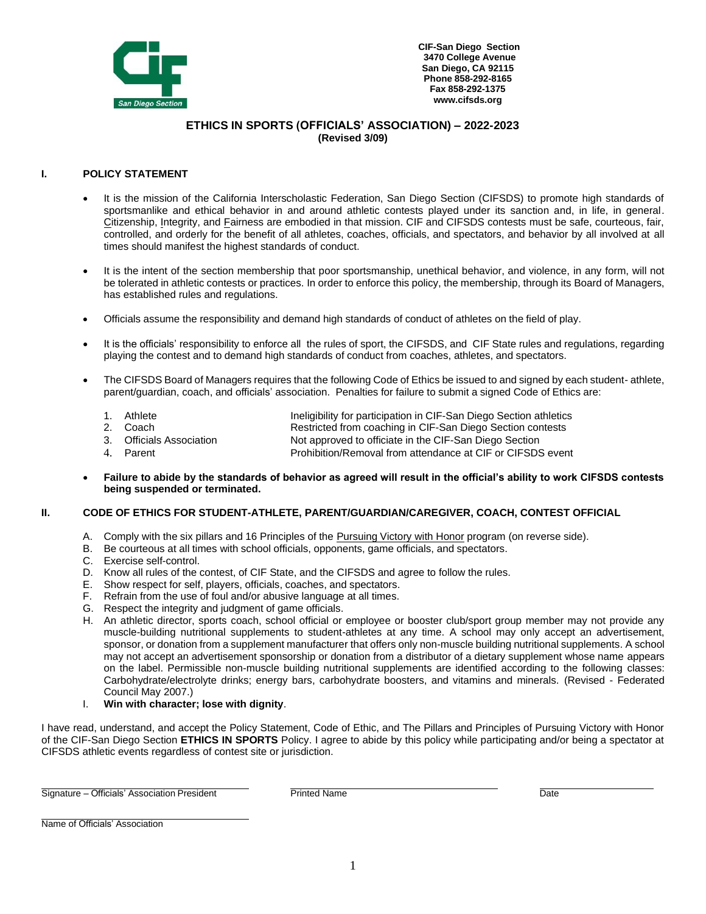CIF-San Diego Section
3470 College Avenue
San Diego, CA 92115
Phone 858-292-8165
Fax 858-292-1375
www.cifsds.org

## ETHICS IN SPORTS (OFFICIALS' ASSOCIATION) – 2022-2023
**(Revised 3/09)**

### I. POLICY STATEMENT

- It is the mission of the California Interscholastic Federation, San Diego Section (CIFSDS) to promote high standards of sportsmanlike and ethical behavior in and around athletic contests played under its sanction and, in life, in general. Citizenship, Integrity, and Fairness are embodied in that mission. CIF and CIFSDS contests must be safe, courteous, fair, controlled, and orderly for the benefit of all athletes, coaches, officials, and spectators, and behavior by all involved at all times should manifest the highest standards of conduct.
- It is the intent of the section membership that poor sportsmanship, unethical behavior, and violence, in any form, will not be tolerated in athletic contests or practices. In order to enforce this policy, the membership, through its Board of Managers, has established rules and regulations.
- Officials assume the responsibility and demand high standards of conduct of athletes on the field of play.
- It is the officials' responsibility to enforce all the rules of sport, the CIFSDS, and CIF State rules and regulations, regarding playing the contest and to demand high standards of conduct from coaches, athletes, and spectators.
- The CIFSDS Board of Managers requires that the following Code of Ethics be issued to and signed by each student- athlete, parent/guardian, coach, and officials' association. Penalties for failure to submit a signed Code of Ethics are:

  1. Athlete — Ineligibility for participation in CIF-San Diego Section athletics
  2. Coach — Restricted from coaching in CIF-San Diego Section contests
  3. Officials Association — Not approved to officiate in the CIF-San Diego Section
  4. Parent — Prohibition/Removal from attendance at CIF or CIFSDS event

- **Failure to abide by the standards of behavior as agreed will result in the official's ability to work CIFSDS contests being suspended or terminated.**

### II. CODE OF ETHICS FOR STUDENT-ATHLETE, PARENT/GUARDIAN/CAREGIVER, COACH, CONTEST OFFICIAL

A. Comply with the six pillars and 16 Principles of the Pursuing Victory with Honor program (on reverse side).
B. Be courteous at all times with school officials, opponents, game officials, and spectators.
C. Exercise self-control.
D. Know all rules of the contest, of CIF State, and the CIFSDS and agree to follow the rules.
E. Show respect for self, players, officials, coaches, and spectators.
F. Refrain from the use of foul and/or abusive language at all times.
G. Respect the integrity and judgment of game officials.
H. An athletic director, sports coach, school official or employee or booster club/sport group member may not provide any muscle-building nutritional supplements to student-athletes at any time. A school may only accept an advertisement, sponsor, or donation from a supplement manufacturer that offers only non-muscle building nutritional supplements. A school may not accept an advertisement sponsorship or donation from a distributor of a dietary supplement whose name appears on the label. Permissible non-muscle building nutritional supplements are identified according to the following classes: Carbohydrate/electrolyte drinks; energy bars, carbohydrate boosters, and vitamins and minerals. (Revised - Federated Council May 2007.)
I. **Win with character; lose with dignity**.

I have read, understand, and accept the Policy Statement, Code of Ethic, and The Pillars and Principles of Pursuing Victory with Honor of the CIF-San Diego Section **ETHICS IN SPORTS** Policy. I agree to abide by this policy while participating and/or being a spectator at CIFSDS athletic events regardless of contest site or jurisdiction.

Signature – Officials' Association President ____________________ Printed Name ____________________ Date ____________

Name of Officials' Association ____________________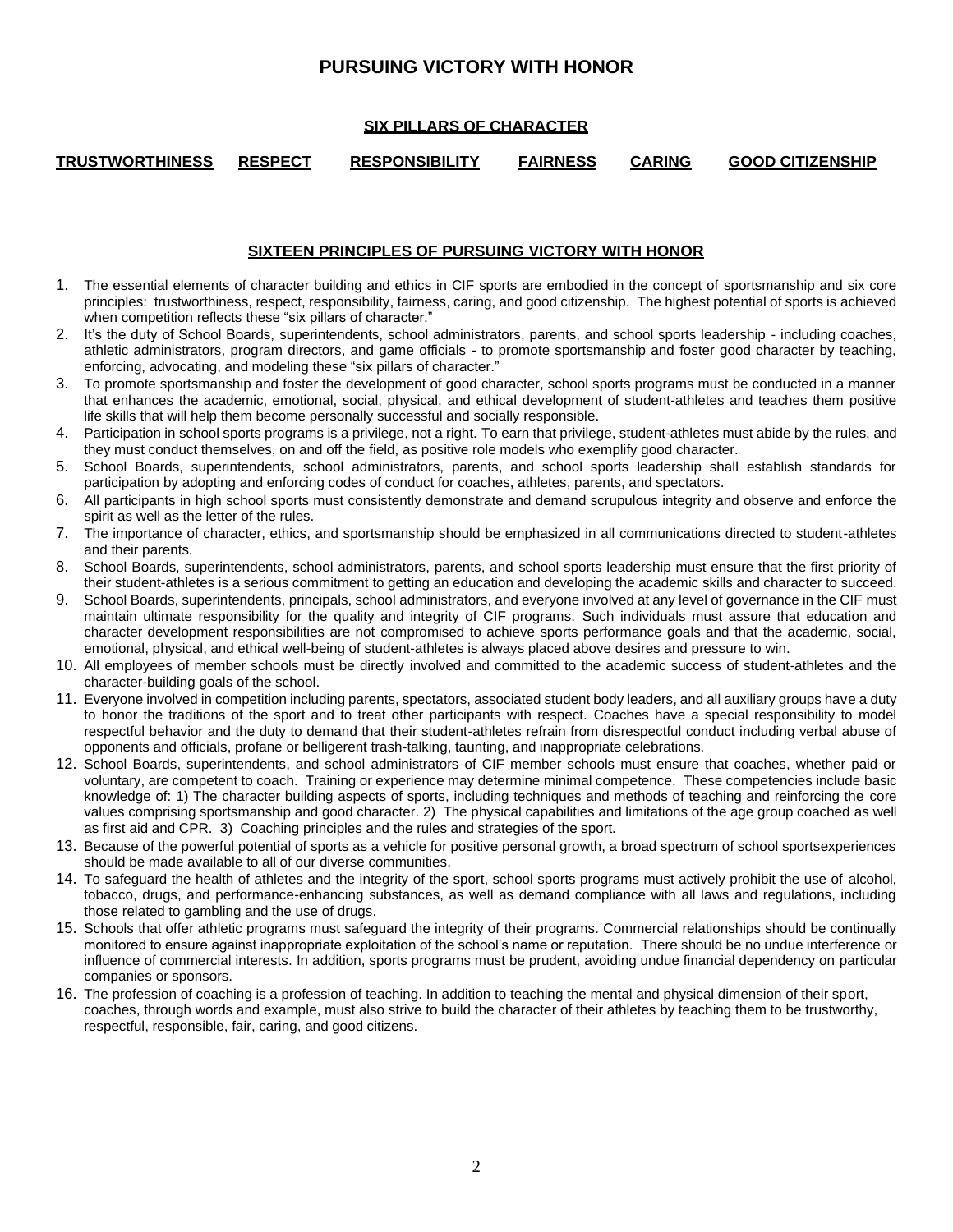# PURSUING VICTORY WITH HONOR

## SIX PILLARS OF CHARACTER

**TRUSTWORTHINESS** **RESPECT** **RESPONSIBILITY** **FAIRNESS** **CARING** **GOOD CITIZENSHIP**

## SIXTEEN PRINCIPLES OF PURSUING VICTORY WITH HONOR

1. The essential elements of character building and ethics in CIF sports are embodied in the concept of sportsmanship and six core principles: trustworthiness, respect, responsibility, fairness, caring, and good citizenship. The highest potential of sports is achieved when competition reflects these "six pillars of character."
2. It's the duty of School Boards, superintendents, school administrators, parents, and school sports leadership - including coaches, athletic administrators, program directors, and game officials - to promote sportsmanship and foster good character by teaching, enforcing, advocating, and modeling these "six pillars of character."
3. To promote sportsmanship and foster the development of good character, school sports programs must be conducted in a manner that enhances the academic, emotional, social, physical, and ethical development of student-athletes and teaches them positive life skills that will help them become personally successful and socially responsible.
4. Participation in school sports programs is a privilege, not a right. To earn that privilege, student-athletes must abide by the rules, and they must conduct themselves, on and off the field, as positive role models who exemplify good character.
5. School Boards, superintendents, school administrators, parents, and school sports leadership shall establish standards for participation by adopting and enforcing codes of conduct for coaches, athletes, parents, and spectators.
6. All participants in high school sports must consistently demonstrate and demand scrupulous integrity and observe and enforce the spirit as well as the letter of the rules.
7. The importance of character, ethics, and sportsmanship should be emphasized in all communications directed to student-athletes and their parents.
8. School Boards, superintendents, school administrators, parents, and school sports leadership must ensure that the first priority of their student-athletes is a serious commitment to getting an education and developing the academic skills and character to succeed.
9. School Boards, superintendents, principals, school administrators, and everyone involved at any level of governance in the CIF must maintain ultimate responsibility for the quality and integrity of CIF programs. Such individuals must assure that education and character development responsibilities are not compromised to achieve sports performance goals and that the academic, social, emotional, physical, and ethical well-being of student-athletes is always placed above desires and pressure to win.
10. All employees of member schools must be directly involved and committed to the academic success of student-athletes and the character-building goals of the school.
11. Everyone involved in competition including parents, spectators, associated student body leaders, and all auxiliary groups have a duty to honor the traditions of the sport and to treat other participants with respect. Coaches have a special responsibility to model respectful behavior and the duty to demand that their student-athletes refrain from disrespectful conduct including verbal abuse of opponents and officials, profane or belligerent trash-talking, taunting, and inappropriate celebrations.
12. School Boards, superintendents, and school administrators of CIF member schools must ensure that coaches, whether paid or voluntary, are competent to coach. Training or experience may determine minimal competence. These competencies include basic knowledge of: 1) The character building aspects of sports, including techniques and methods of teaching and reinforcing the core values comprising sportsmanship and good character. 2) The physical capabilities and limitations of the age group coached as well as first aid and CPR. 3) Coaching principles and the rules and strategies of the sport.
13. Because of the powerful potential of sports as a vehicle for positive personal growth, a broad spectrum of school sportsexperiences should be made available to all of our diverse communities.
14. To safeguard the health of athletes and the integrity of the sport, school sports programs must actively prohibit the use of alcohol, tobacco, drugs, and performance-enhancing substances, as well as demand compliance with all laws and regulations, including those related to gambling and the use of drugs.
15. Schools that offer athletic programs must safeguard the integrity of their programs. Commercial relationships should be continually monitored to ensure against inappropriate exploitation of the school's name or reputation. There should be no undue interference or influence of commercial interests. In addition, sports programs must be prudent, avoiding undue financial dependency on particular companies or sponsors.
16. The profession of coaching is a profession of teaching. In addition to teaching the mental and physical dimension of their sport, coaches, through words and example, must also strive to build the character of their athletes by teaching them to be trustworthy, respectful, responsible, fair, caring, and good citizens.